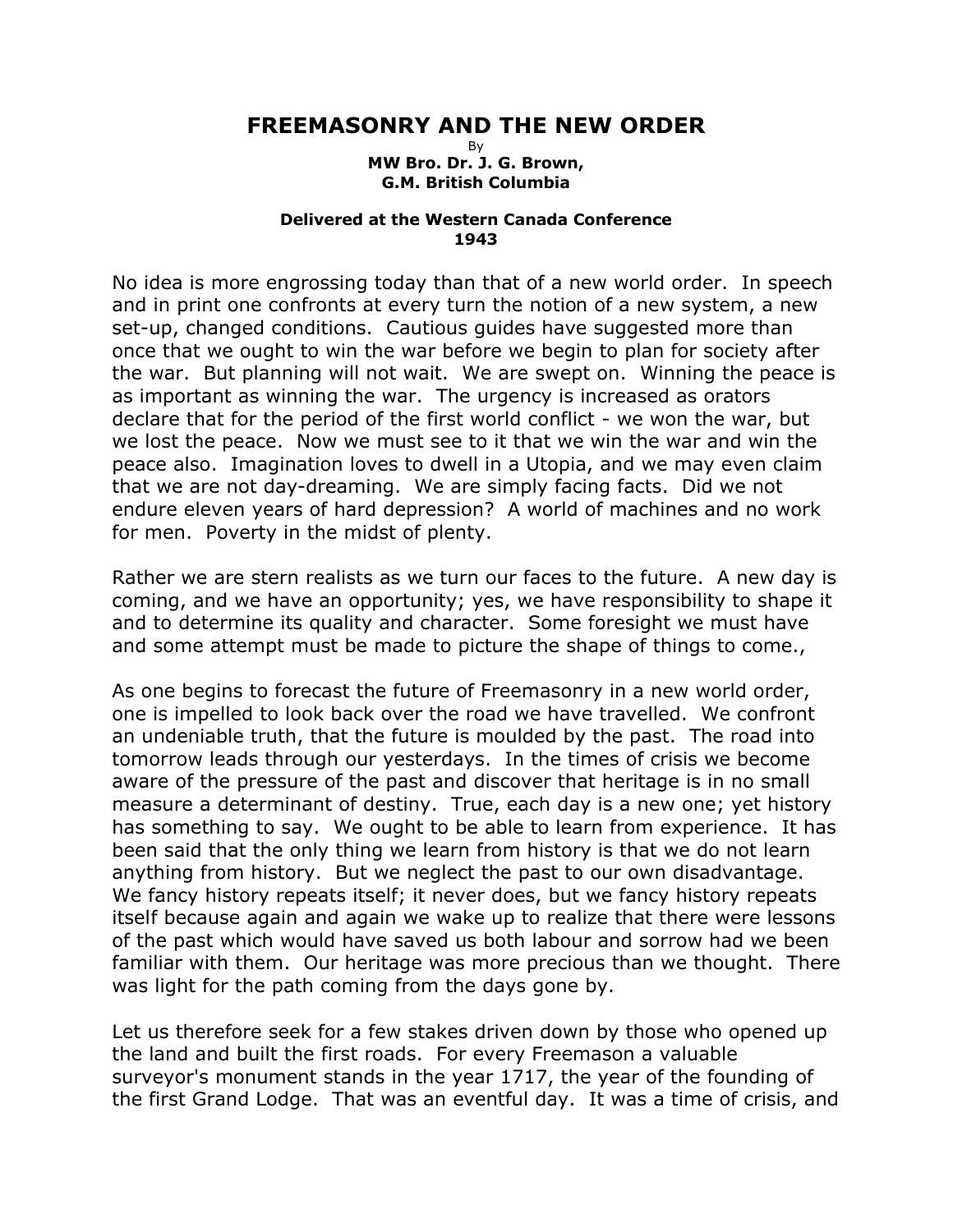# FREEMASONRY AND THE NEW ORDER

By

**MW Bro. Dr. J. G. Brown,**
**G.M. British Columbia**

**Delivered at the Western Canada Conference**
**1943**

No idea is more engrossing today than that of a new world order. In speech and in print one confronts at every turn the notion of a new system, a new set-up, changed conditions. Cautious guides have suggested more than once that we ought to win the war before we begin to plan for society after the war. But planning will not wait. We are swept on. Winning the peace is as important as winning the war. The urgency is increased as orators declare that for the period of the first world conflict - we won the war, but we lost the peace. Now we must see to it that we win the war and win the peace also. Imagination loves to dwell in a Utopia, and we may even claim that we are not day-dreaming. We are simply facing facts. Did we not endure eleven years of hard depression? A world of machines and no work for men. Poverty in the midst of plenty.

Rather we are stern realists as we turn our faces to the future. A new day is coming, and we have an opportunity; yes, we have responsibility to shape it and to determine its quality and character. Some foresight we must have and some attempt must be made to picture the shape of things to come.,

As one begins to forecast the future of Freemasonry in a new world order, one is impelled to look back over the road we have travelled. We confront an undeniable truth, that the future is moulded by the past. The road into tomorrow leads through our yesterdays. In the times of crisis we become aware of the pressure of the past and discover that heritage is in no small measure a determinant of destiny. True, each day is a new one; yet history has something to say. We ought to be able to learn from experience. It has been said that the only thing we learn from history is that we do not learn anything from history. But we neglect the past to our own disadvantage. We fancy history repeats itself; it never does, but we fancy history repeats itself because again and again we wake up to realize that there were lessons of the past which would have saved us both labour and sorrow had we been familiar with them. Our heritage was more precious than we thought. There was light for the path coming from the days gone by.

Let us therefore seek for a few stakes driven down by those who opened up the land and built the first roads. For every Freemason a valuable surveyor's monument stands in the year 1717, the year of the founding of the first Grand Lodge. That was an eventful day. It was a time of crisis, and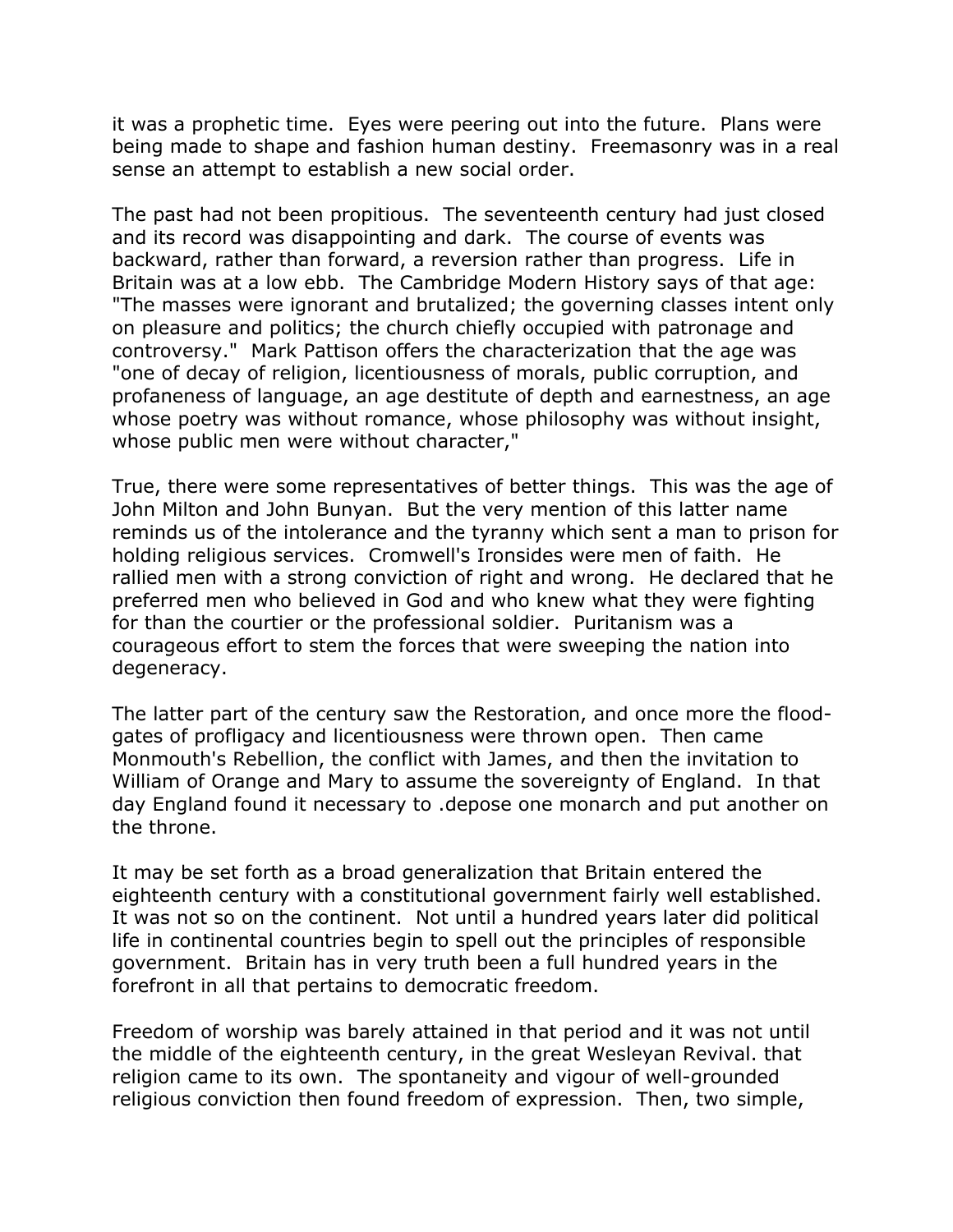it was a prophetic time. Eyes were peering out into the future. Plans were being made to shape and fashion human destiny. Freemasonry was in a real sense an attempt to establish a new social order.

The past had not been propitious. The seventeenth century had just closed and its record was disappointing and dark. The course of events was backward, rather than forward, a reversion rather than progress. Life in Britain was at a low ebb. The Cambridge Modern History says of that age: "The masses were ignorant and brutalized; the governing classes intent only on pleasure and politics; the church chiefly occupied with patronage and controversy." Mark Pattison offers the characterization that the age was "one of decay of religion, licentiousness of morals, public corruption, and profaneness of language, an age destitute of depth and earnestness, an age whose poetry was without romance, whose philosophy was without insight, whose public men were without character,"

True, there were some representatives of better things. This was the age of John Milton and John Bunyan. But the very mention of this latter name reminds us of the intolerance and the tyranny which sent a man to prison for holding religious services. Cromwell's Ironsides were men of faith. He rallied men with a strong conviction of right and wrong. He declared that he preferred men who believed in God and who knew what they were fighting for than the courtier or the professional soldier. Puritanism was a courageous effort to stem the forces that were sweeping the nation into degeneracy.

The latter part of the century saw the Restoration, and once more the flood-gates of profligacy and licentiousness were thrown open. Then came Monmouth's Rebellion, the conflict with James, and then the invitation to William of Orange and Mary to assume the sovereignty of England. In that day England found it necessary to .depose one monarch and put another on the throne.

It may be set forth as a broad generalization that Britain entered the eighteenth century with a constitutional government fairly well established. It was not so on the continent. Not until a hundred years later did political life in continental countries begin to spell out the principles of responsible government. Britain has in very truth been a full hundred years in the forefront in all that pertains to democratic freedom.

Freedom of worship was barely attained in that period and it was not until the middle of the eighteenth century, in the great Wesleyan Revival. that religion came to its own. The spontaneity and vigour of well-grounded religious conviction then found freedom of expression. Then, two simple,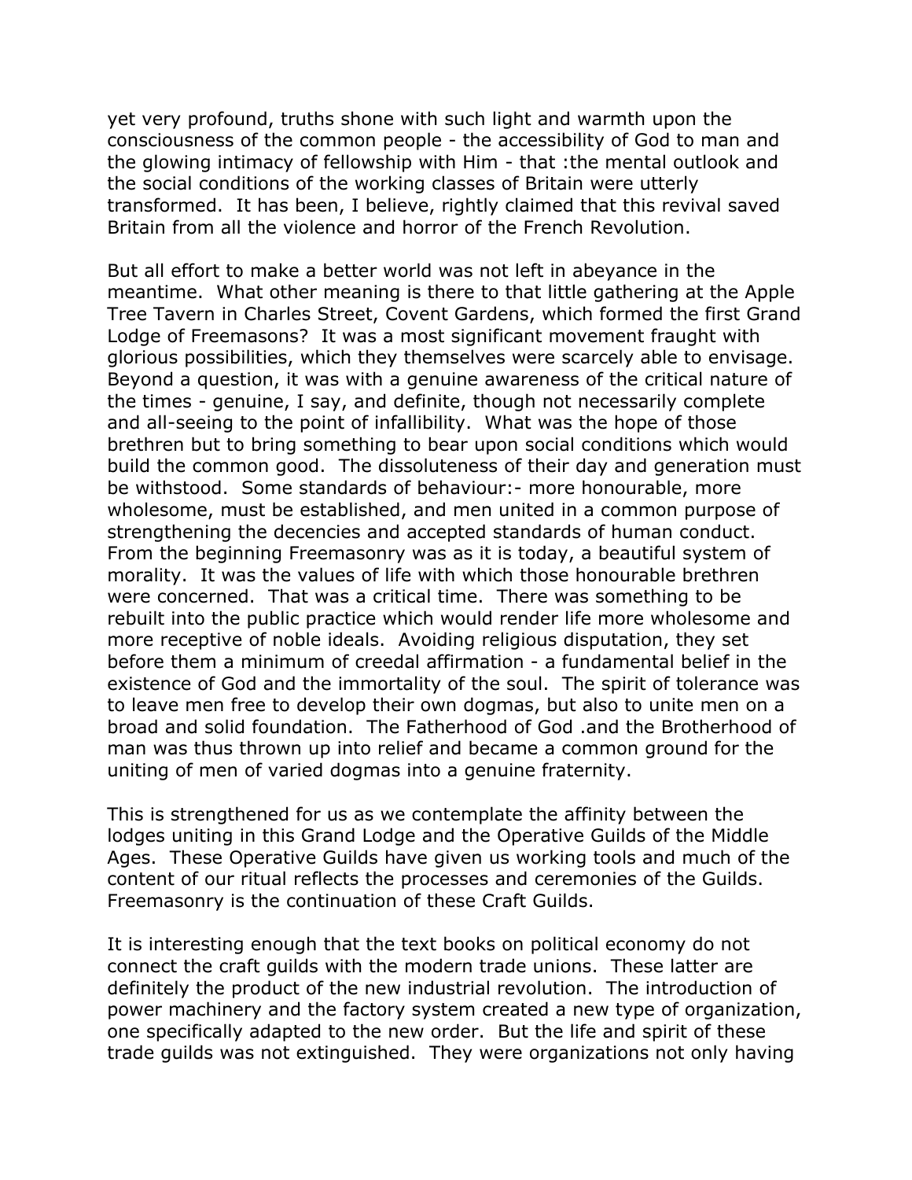yet very profound, truths shone with such light and warmth upon the consciousness of the common people - the accessibility of God to man and the glowing intimacy of fellowship with Him - that :the mental outlook and the social conditions of the working classes of Britain were utterly transformed. It has been, I believe, rightly claimed that this revival saved Britain from all the violence and horror of the French Revolution.

But all effort to make a better world was not left in abeyance in the meantime. What other meaning is there to that little gathering at the Apple Tree Tavern in Charles Street, Covent Gardens, which formed the first Grand Lodge of Freemasons? It was a most significant movement fraught with glorious possibilities, which they themselves were scarcely able to envisage. Beyond a question, it was with a genuine awareness of the critical nature of the times - genuine, I say, and definite, though not necessarily complete and all-seeing to the point of infallibility. What was the hope of those brethren but to bring something to bear upon social conditions which would build the common good. The dissoluteness of their day and generation must be withstood. Some standards of behaviour:- more honourable, more wholesome, must be established, and men united in a common purpose of strengthening the decencies and accepted standards of human conduct. From the beginning Freemasonry was as it is today, a beautiful system of morality. It was the values of life with which those honourable brethren were concerned. That was a critical time. There was something to be rebuilt into the public practice which would render life more wholesome and more receptive of noble ideals. Avoiding religious disputation, they set before them a minimum of creedal affirmation - a fundamental belief in the existence of God and the immortality of the soul. The spirit of tolerance was to leave men free to develop their own dogmas, but also to unite men on a broad and solid foundation. The Fatherhood of God .and the Brotherhood of man was thus thrown up into relief and became a common ground for the uniting of men of varied dogmas into a genuine fraternity.

This is strengthened for us as we contemplate the affinity between the lodges uniting in this Grand Lodge and the Operative Guilds of the Middle Ages. These Operative Guilds have given us working tools and much of the content of our ritual reflects the processes and ceremonies of the Guilds. Freemasonry is the continuation of these Craft Guilds.

It is interesting enough that the text books on political economy do not connect the craft guilds with the modern trade unions. These latter are definitely the product of the new industrial revolution. The introduction of power machinery and the factory system created a new type of organization, one specifically adapted to the new order. But the life and spirit of these trade guilds was not extinguished. They were organizations not only having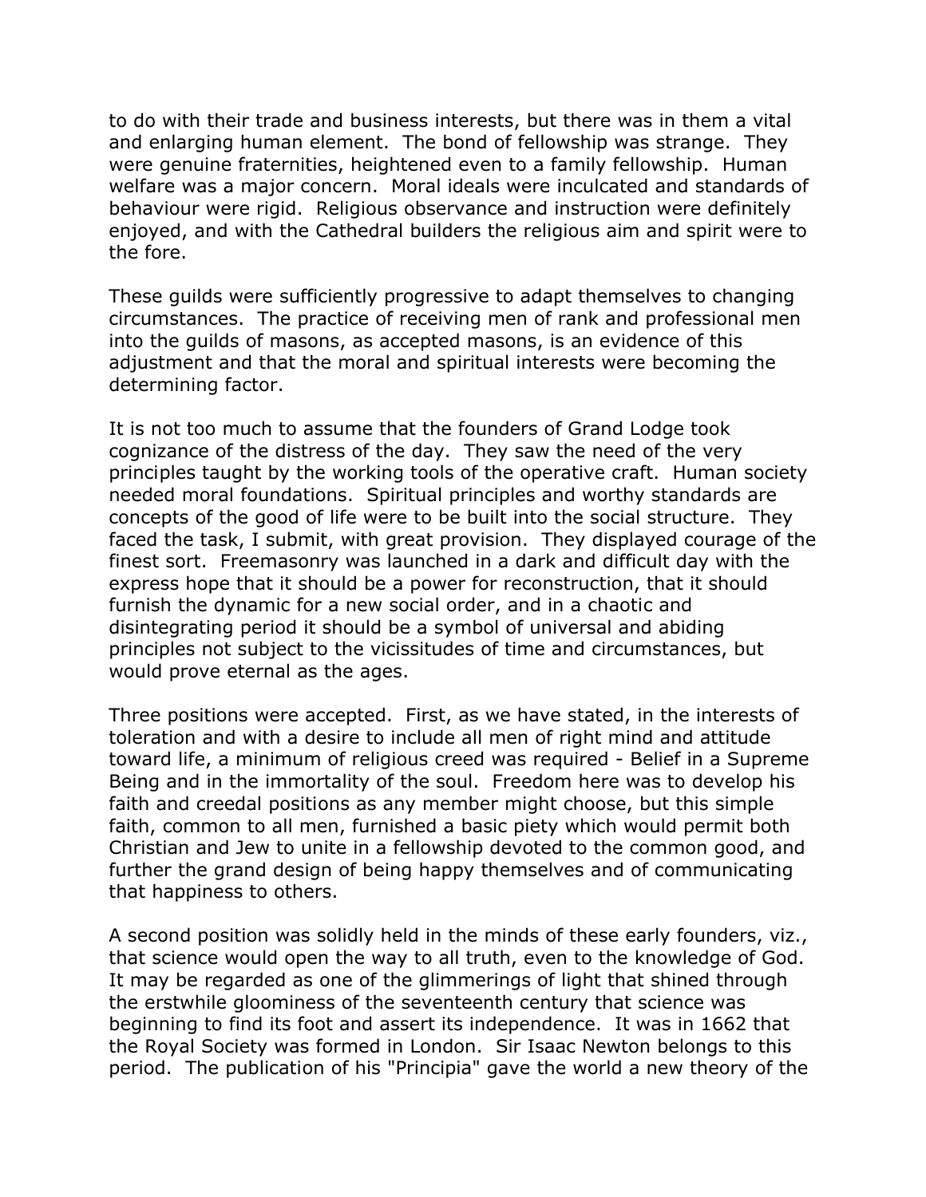to do with their trade and business interests, but there was in them a vital and enlarging human element. The bond of fellowship was strange. They were genuine fraternities, heightened even to a family fellowship. Human welfare was a major concern. Moral ideals were inculcated and standards of behaviour were rigid. Religious observance and instruction were definitely enjoyed, and with the Cathedral builders the religious aim and spirit were to the fore.

These guilds were sufficiently progressive to adapt themselves to changing circumstances. The practice of receiving men of rank and professional men into the guilds of masons, as accepted masons, is an evidence of this adjustment and that the moral and spiritual interests were becoming the determining factor.

It is not too much to assume that the founders of Grand Lodge took cognizance of the distress of the day. They saw the need of the very principles taught by the working tools of the operative craft. Human society needed moral foundations. Spiritual principles and worthy standards are concepts of the good of life were to be built into the social structure. They faced the task, I submit, with great provision. They displayed courage of the finest sort. Freemasonry was launched in a dark and difficult day with the express hope that it should be a power for reconstruction, that it should furnish the dynamic for a new social order, and in a chaotic and disintegrating period it should be a symbol of universal and abiding principles not subject to the vicissitudes of time and circumstances, but would prove eternal as the ages.

Three positions were accepted. First, as we have stated, in the interests of toleration and with a desire to include all men of right mind and attitude toward life, a minimum of religious creed was required - Belief in a Supreme Being and in the immortality of the soul. Freedom here was to develop his faith and creedal positions as any member might choose, but this simple faith, common to all men, furnished a basic piety which would permit both Christian and Jew to unite in a fellowship devoted to the common good, and further the grand design of being happy themselves and of communicating that happiness to others.

A second position was solidly held in the minds of these early founders, viz., that science would open the way to all truth, even to the knowledge of God. It may be regarded as one of the glimmerings of light that shined through the erstwhile gloominess of the seventeenth century that science was beginning to find its foot and assert its independence. It was in 1662 that the Royal Society was formed in London. Sir Isaac Newton belongs to this period. The publication of his "Principia" gave the world a new theory of the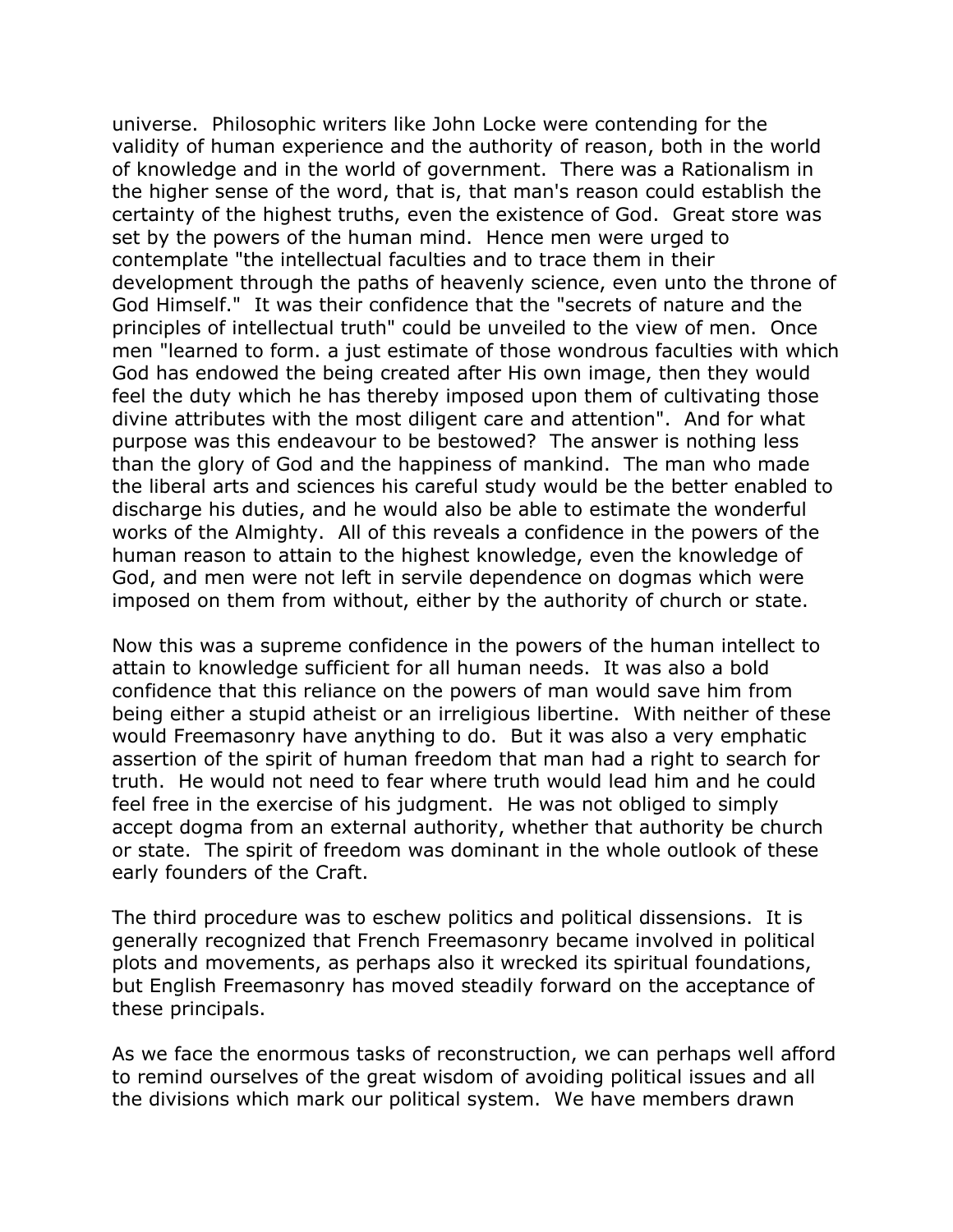universe. Philosophic writers like John Locke were contending for the validity of human experience and the authority of reason, both in the world of knowledge and in the world of government. There was a Rationalism in the higher sense of the word, that is, that man's reason could establish the certainty of the highest truths, even the existence of God. Great store was set by the powers of the human mind. Hence men were urged to contemplate "the intellectual faculties and to trace them in their development through the paths of heavenly science, even unto the throne of God Himself." It was their confidence that the "secrets of nature and the principles of intellectual truth" could be unveiled to the view of men. Once men "learned to form. a just estimate of those wondrous faculties with which God has endowed the being created after His own image, then they would feel the duty which he has thereby imposed upon them of cultivating those divine attributes with the most diligent care and attention". And for what purpose was this endeavour to be bestowed? The answer is nothing less than the glory of God and the happiness of mankind. The man who made the liberal arts and sciences his careful study would be the better enabled to discharge his duties, and he would also be able to estimate the wonderful works of the Almighty. All of this reveals a confidence in the powers of the human reason to attain to the highest knowledge, even the knowledge of God, and men were not left in servile dependence on dogmas which were imposed on them from without, either by the authority of church or state.

Now this was a supreme confidence in the powers of the human intellect to attain to knowledge sufficient for all human needs. It was also a bold confidence that this reliance on the powers of man would save him from being either a stupid atheist or an irreligious libertine. With neither of these would Freemasonry have anything to do. But it was also a very emphatic assertion of the spirit of human freedom that man had a right to search for truth. He would not need to fear where truth would lead him and he could feel free in the exercise of his judgment. He was not obliged to simply accept dogma from an external authority, whether that authority be church or state. The spirit of freedom was dominant in the whole outlook of these early founders of the Craft.

The third procedure was to eschew politics and political dissensions. It is generally recognized that French Freemasonry became involved in political plots and movements, as perhaps also it wrecked its spiritual foundations, but English Freemasonry has moved steadily forward on the acceptance of these principals.

As we face the enormous tasks of reconstruction, we can perhaps well afford to remind ourselves of the great wisdom of avoiding political issues and all the divisions which mark our political system. We have members drawn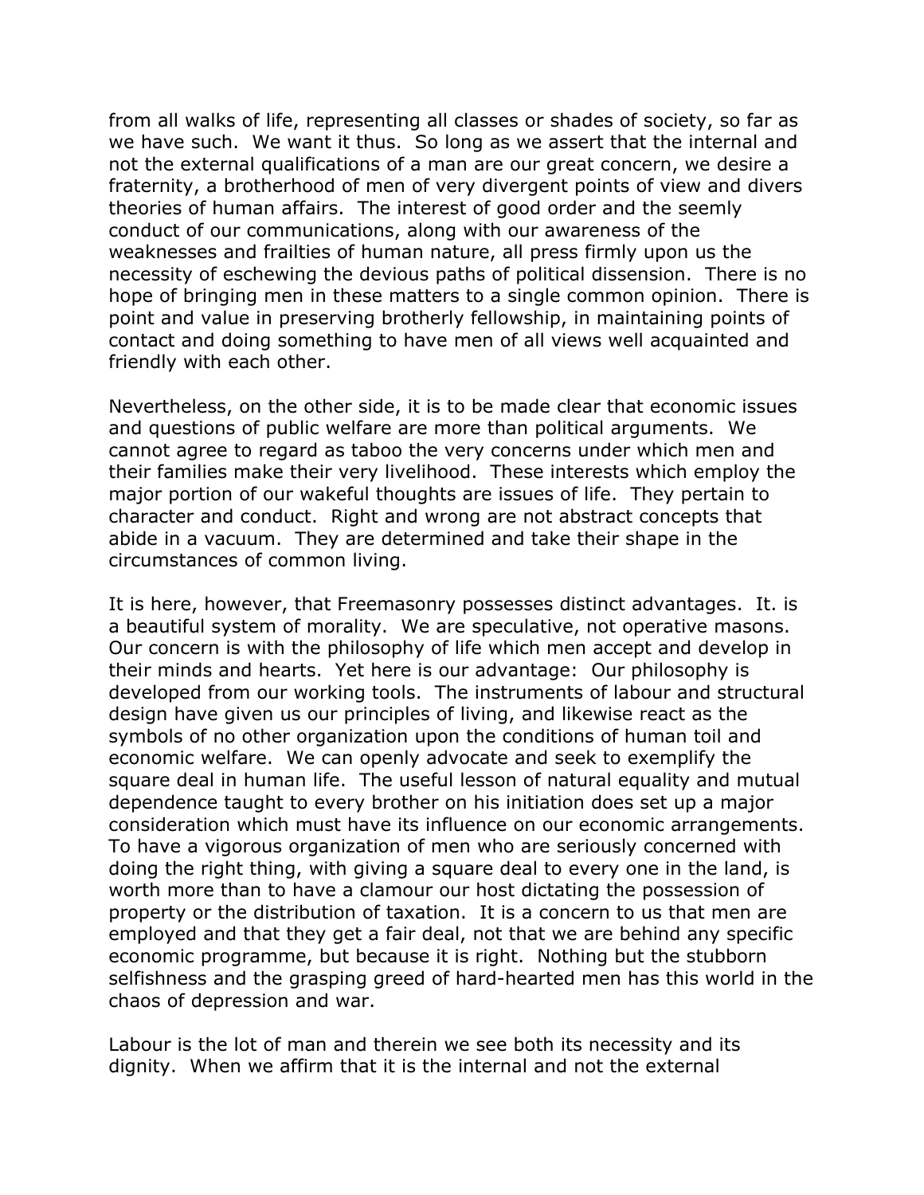from all walks of life, representing all classes or shades of society, so far as we have such. We want it thus. So long as we assert that the internal and not the external qualifications of a man are our great concern, we desire a fraternity, a brotherhood of men of very divergent points of view and divers theories of human affairs. The interest of good order and the seemly conduct of our communications, along with our awareness of the weaknesses and frailties of human nature, all press firmly upon us the necessity of eschewing the devious paths of political dissension. There is no hope of bringing men in these matters to a single common opinion. There is point and value in preserving brotherly fellowship, in maintaining points of contact and doing something to have men of all views well acquainted and friendly with each other.

Nevertheless, on the other side, it is to be made clear that economic issues and questions of public welfare are more than political arguments. We cannot agree to regard as taboo the very concerns under which men and their families make their very livelihood. These interests which employ the major portion of our wakeful thoughts are issues of life. They pertain to character and conduct. Right and wrong are not abstract concepts that abide in a vacuum. They are determined and take their shape in the circumstances of common living.

It is here, however, that Freemasonry possesses distinct advantages. It. is a beautiful system of morality. We are speculative, not operative masons. Our concern is with the philosophy of life which men accept and develop in their minds and hearts. Yet here is our advantage: Our philosophy is developed from our working tools. The instruments of labour and structural design have given us our principles of living, and likewise react as the symbols of no other organization upon the conditions of human toil and economic welfare. We can openly advocate and seek to exemplify the square deal in human life. The useful lesson of natural equality and mutual dependence taught to every brother on his initiation does set up a major consideration which must have its influence on our economic arrangements. To have a vigorous organization of men who are seriously concerned with doing the right thing, with giving a square deal to every one in the land, is worth more than to have a clamour our host dictating the possession of property or the distribution of taxation. It is a concern to us that men are employed and that they get a fair deal, not that we are behind any specific economic programme, but because it is right. Nothing but the stubborn selfishness and the grasping greed of hard-hearted men has this world in the chaos of depression and war.

Labour is the lot of man and therein we see both its necessity and its dignity. When we affirm that it is the internal and not the external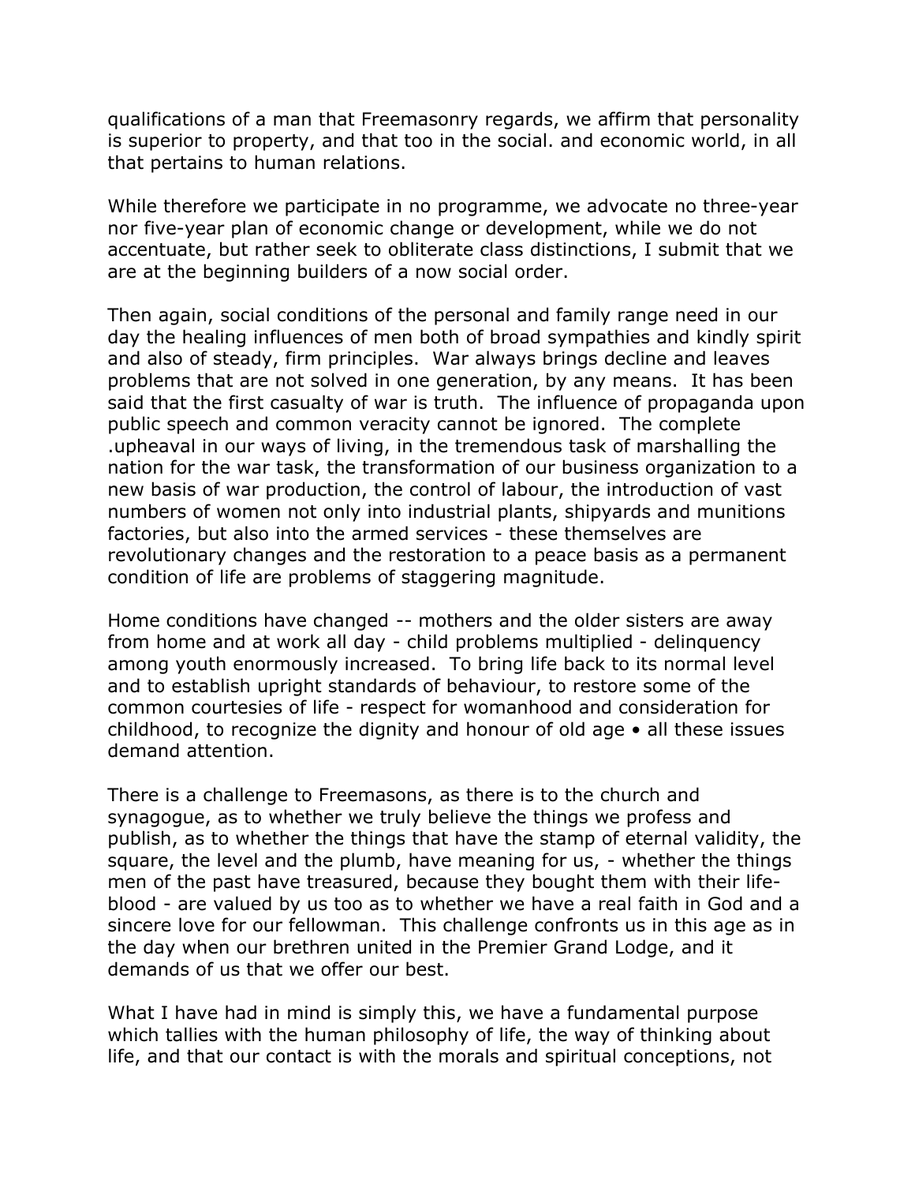qualifications of a man that Freemasonry regards, we affirm that personality is superior to property, and that too in the social. and economic world, in all that pertains to human relations.

While therefore we participate in no programme, we advocate no three-year nor five-year plan of economic change or development, while we do not accentuate, but rather seek to obliterate class distinctions, I submit that we are at the beginning builders of a now social order.

Then again, social conditions of the personal and family range need in our day the healing influences of men both of broad sympathies and kindly spirit and also of steady, firm principles. War always brings decline and leaves problems that are not solved in one generation, by any means. It has been said that the first casualty of war is truth. The influence of propaganda upon public speech and common veracity cannot be ignored. The complete .upheaval in our ways of living, in the tremendous task of marshalling the nation for the war task, the transformation of our business organization to a new basis of war production, the control of labour, the introduction of vast numbers of women not only into industrial plants, shipyards and munitions factories, but also into the armed services - these themselves are revolutionary changes and the restoration to a peace basis as a permanent condition of life are problems of staggering magnitude.

Home conditions have changed -- mothers and the older sisters are away from home and at work all day - child problems multiplied - delinquency among youth enormously increased. To bring life back to its normal level and to establish upright standards of behaviour, to restore some of the common courtesies of life - respect for womanhood and consideration for childhood, to recognize the dignity and honour of old age • all these issues demand attention.

There is a challenge to Freemasons, as there is to the church and synagogue, as to whether we truly believe the things we profess and publish, as to whether the things that have the stamp of eternal validity, the square, the level and the plumb, have meaning for us, - whether the things men of the past have treasured, because they bought them with their life-blood - are valued by us too as to whether we have a real faith in God and a sincere love for our fellowman. This challenge confronts us in this age as in the day when our brethren united in the Premier Grand Lodge, and it demands of us that we offer our best.

What I have had in mind is simply this, we have a fundamental purpose which tallies with the human philosophy of life, the way of thinking about life, and that our contact is with the morals and spiritual conceptions, not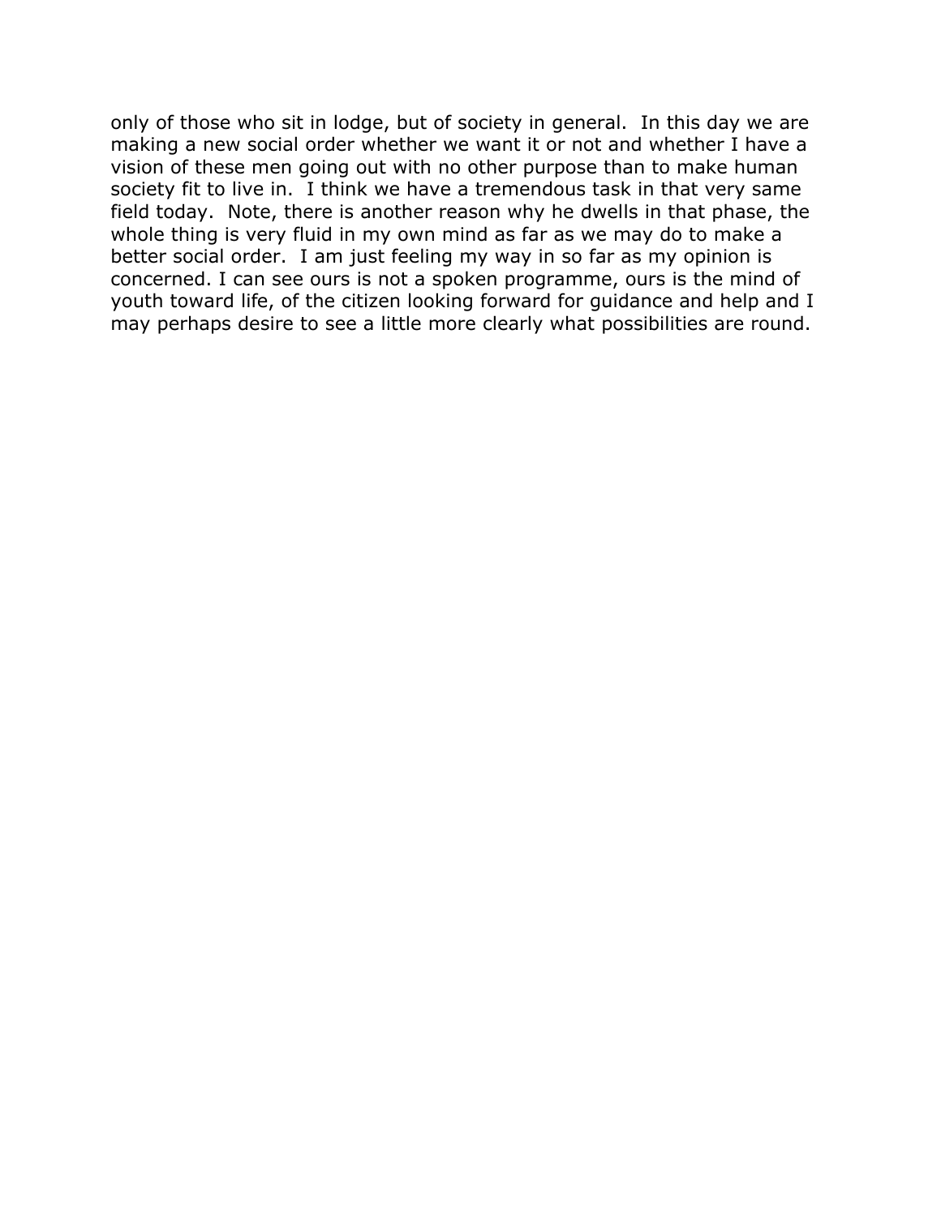only of those who sit in lodge, but of society in general. In this day we are making a new social order whether we want it or not and whether I have a vision of these men going out with no other purpose than to make human society fit to live in. I think we have a tremendous task in that very same field today. Note, there is another reason why he dwells in that phase, the whole thing is very fluid in my own mind as far as we may do to make a better social order. I am just feeling my way in so far as my opinion is concerned. I can see ours is not a spoken programme, ours is the mind of youth toward life, of the citizen looking forward for guidance and help and I may perhaps desire to see a little more clearly what possibilities are round.